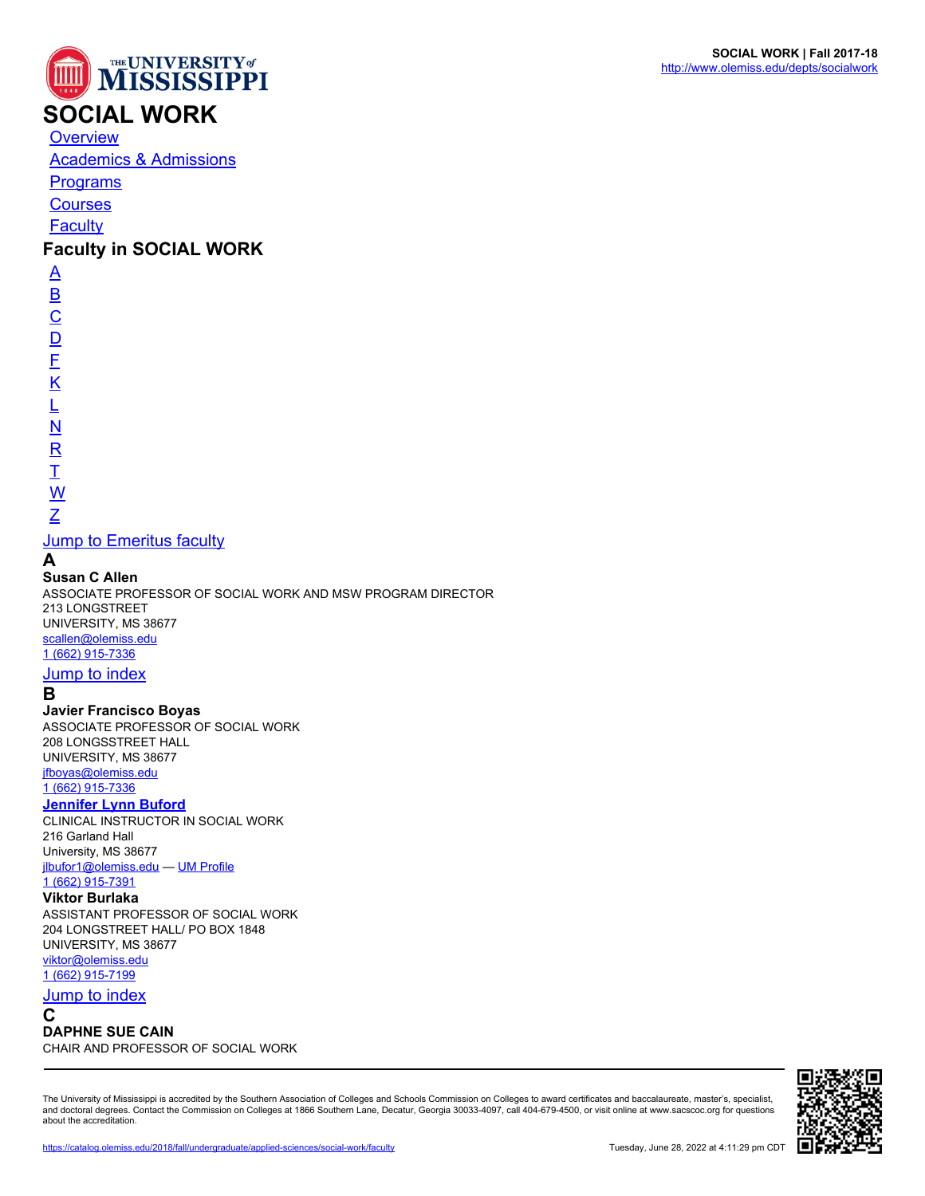# SOCIAL WORK

- [Overview]
- [Academics & Admissions]
- [Programs]
- [Courses]
- [Faculty]

## Faculty in SOCIAL WORK

A
B
C
D
F
K
L
N
R
T
W
Z

Jump to Emeritus faculty

### A

**Susan C Allen**
ASSOCIATE PROFESSOR OF SOCIAL WORK AND MSW PROGRAM DIRECTOR
213 LONGSTREET
UNIVERSITY, MS 38677
scallen@olemiss.edu
1 (662) 915-7336

Jump to index

### B

**Javier Francisco Boyas**
ASSOCIATE PROFESSOR OF SOCIAL WORK
208 LONGSSTREET HALL
UNIVERSITY, MS 38677
jfboyas@olemiss.edu
1 (662) 915-7336

**Jennifer Lynn Buford**
CLINICAL INSTRUCTOR IN SOCIAL WORK
216 Garland Hall
University, MS 38677
jlbufor1@olemiss.edu — UM Profile
1 (662) 915-7391

**Viktor Burlaka**
ASSISTANT PROFESSOR OF SOCIAL WORK
204 LONGSTREET HALL/ PO BOX 1848
UNIVERSITY, MS 38677
viktor@olemiss.edu
1 (662) 915-7199

Jump to index

### C

**DAPHNE SUE CAIN**
CHAIR AND PROFESSOR OF SOCIAL WORK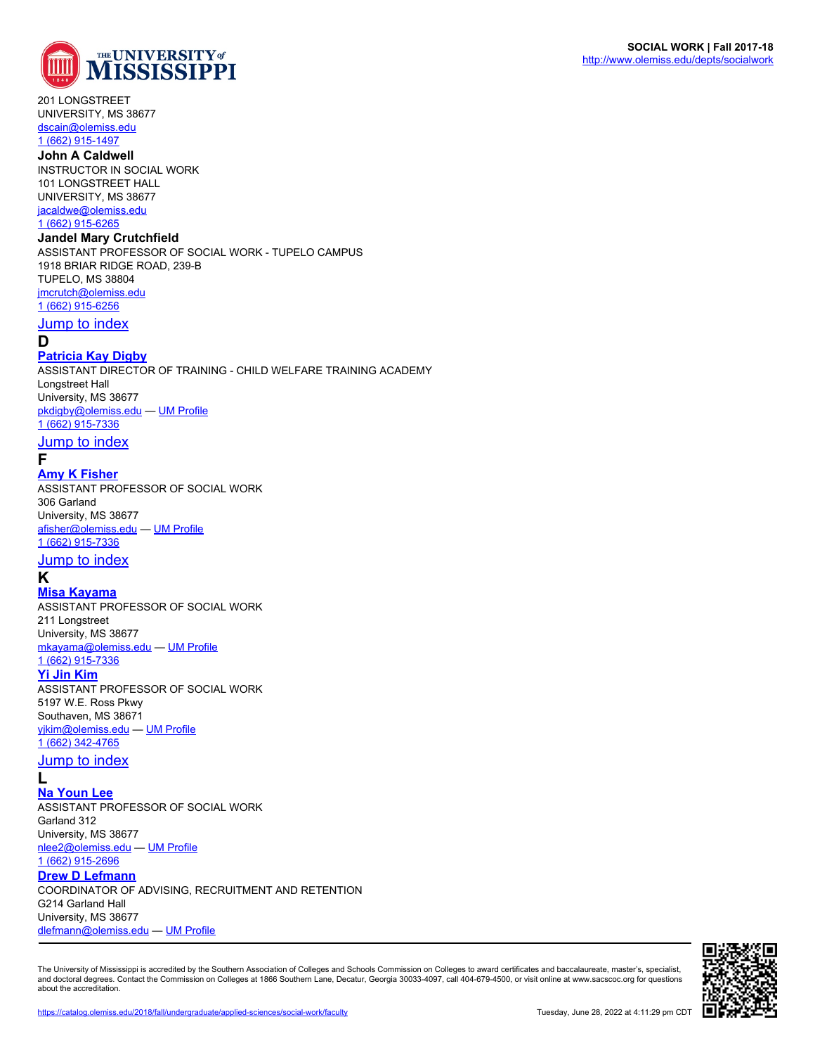201 LONGSTREET
UNIVERSITY, MS 38677
dscain@olemiss.edu
1 (662) 915-1497

**John A Caldwell**
INSTRUCTOR IN SOCIAL WORK
101 LONGSTREET HALL
UNIVERSITY, MS 38677
jacaldwe@olemiss.edu
1 (662) 915-6265

**Jandel Mary Crutchfield**
ASSISTANT PROFESSOR OF SOCIAL WORK - TUPELO CAMPUS
1918 BRIAR RIDGE ROAD, 239-B
TUPELO, MS 38804
jmcrutch@olemiss.edu
1 (662) 915-6256

Jump to index

## D

**Patricia Kay Digby**
ASSISTANT DIRECTOR OF TRAINING - CHILD WELFARE TRAINING ACADEMY
Longstreet Hall
University, MS 38677
pkdigby@olemiss.edu — UM Profile
1 (662) 915-7336

Jump to index

## F

**Amy K Fisher**
ASSISTANT PROFESSOR OF SOCIAL WORK
306 Garland
University, MS 38677
afisher@olemiss.edu — UM Profile
1 (662) 915-7336

Jump to index

## K

**Misa Kayama**
ASSISTANT PROFESSOR OF SOCIAL WORK
211 Longstreet
University, MS 38677
mkayama@olemiss.edu — UM Profile
1 (662) 915-7336

**Yi Jin Kim**
ASSISTANT PROFESSOR OF SOCIAL WORK
5197 W.E. Ross Pkwy
Southaven, MS 38671
yjkim@olemiss.edu — UM Profile
1 (662) 342-4765

Jump to index

## L

**Na Youn Lee**
ASSISTANT PROFESSOR OF SOCIAL WORK
Garland 312
University, MS 38677
nlee2@olemiss.edu — UM Profile
1 (662) 915-2696

**Drew D Lefmann**
COORDINATOR OF ADVISING, RECRUITMENT AND RETENTION
G214 Garland Hall
University, MS 38677
dlefmann@olemiss.edu — UM Profile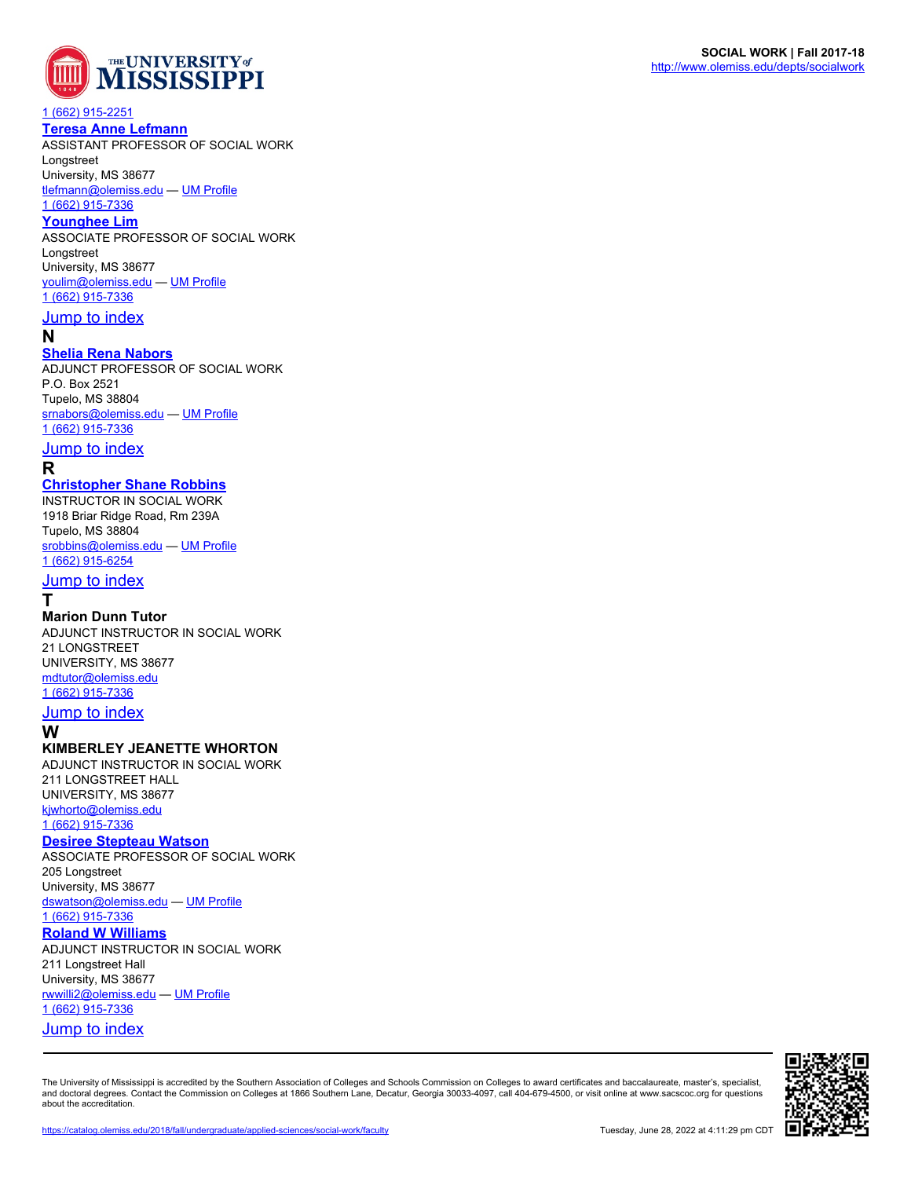1 (662) 915-2251

**Teresa Anne Lefmann**
ASSISTANT PROFESSOR OF SOCIAL WORK
Longstreet
University, MS 38677
tlefmann@olemiss.edu — UM Profile
1 (662) 915-7336

**Younghee Lim**
ASSOCIATE PROFESSOR OF SOCIAL WORK
Longstreet
University, MS 38677
youlim@olemiss.edu — UM Profile
1 (662) 915-7336

Jump to index

## N

**Shelia Rena Nabors**
ADJUNCT PROFESSOR OF SOCIAL WORK
P.O. Box 2521
Tupelo, MS 38804
srnabors@olemiss.edu — UM Profile
1 (662) 915-7336

Jump to index

## R

**Christopher Shane Robbins**
INSTRUCTOR IN SOCIAL WORK
1918 Briar Ridge Road, Rm 239A
Tupelo, MS 38804
srobbins@olemiss.edu — UM Profile
1 (662) 915-6254

Jump to index

## T

**Marion Dunn Tutor**
ADJUNCT INSTRUCTOR IN SOCIAL WORK
21 LONGSTREET
UNIVERSITY, MS 38677
mdtutor@olemiss.edu
1 (662) 915-7336

Jump to index

## W

**KIMBERLEY JEANETTE WHORTON**
ADJUNCT INSTRUCTOR IN SOCIAL WORK
211 LONGSTREET HALL
UNIVERSITY, MS 38677
kjwhorto@olemiss.edu
1 (662) 915-7336

**Desiree Stepteau Watson**
ASSOCIATE PROFESSOR OF SOCIAL WORK
205 Longstreet
University, MS 38677
dswatson@olemiss.edu — UM Profile
1 (662) 915-7336

**Roland W Williams**
ADJUNCT INSTRUCTOR IN SOCIAL WORK
211 Longstreet Hall
University, MS 38677
rwwilli2@olemiss.edu — UM Profile
1 (662) 915-7336

Jump to index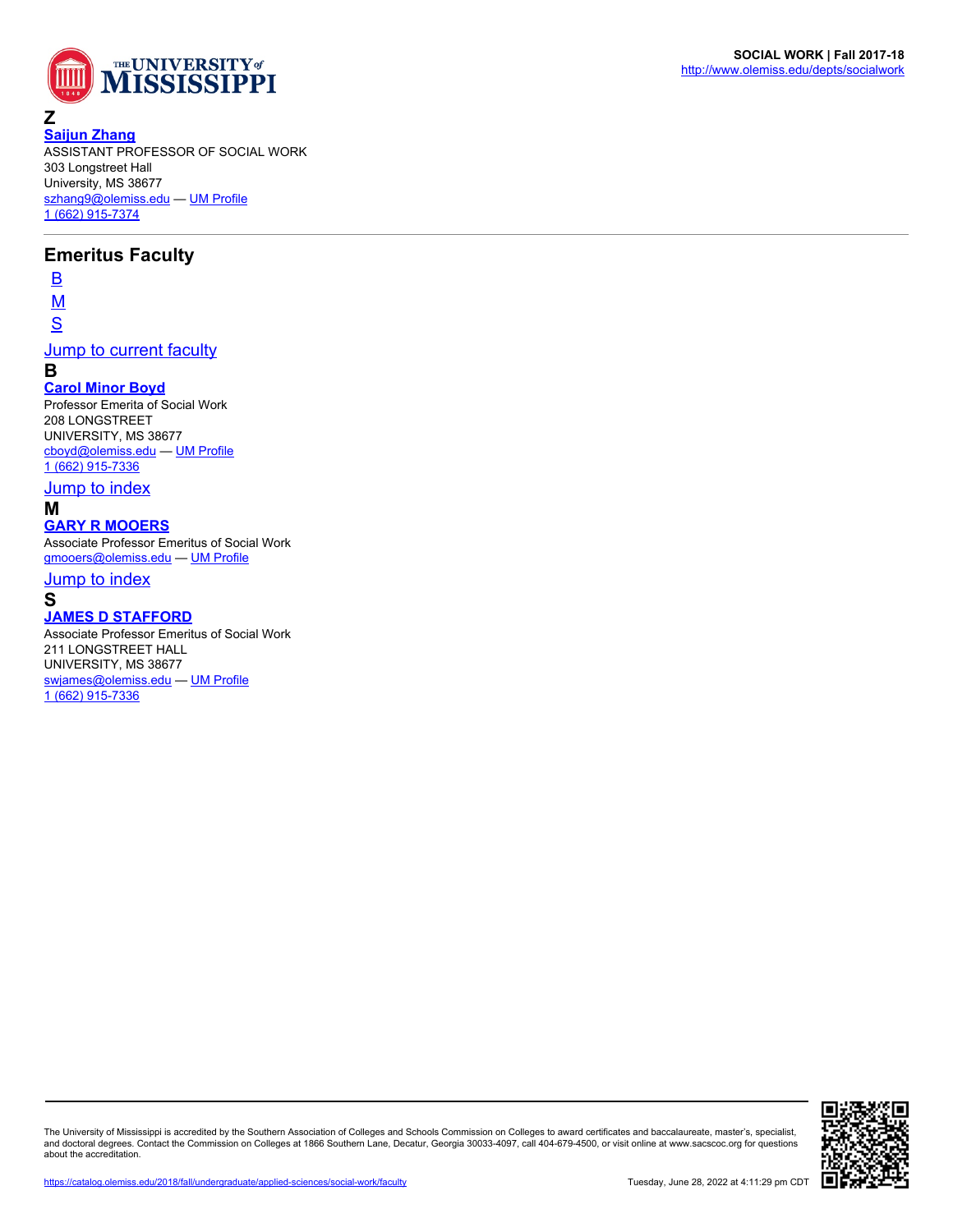### Z

**Saijun Zhang**
ASSISTANT PROFESSOR OF SOCIAL WORK
303 Longstreet Hall
University, MS 38677
szhang9@olemiss.edu — UM Profile
1 (662) 915-7374

---

## Emeritus Faculty

- B
- M
- S

Jump to current faculty

### B

**Carol Minor Boyd**
Professor Emerita of Social Work
208 LONGSTREET
UNIVERSITY, MS 38677
cboyd@olemiss.edu — UM Profile
1 (662) 915-7336

Jump to index

### M

**GARY R MOOERS**
Associate Professor Emeritus of Social Work
gmooers@olemiss.edu — UM Profile

Jump to index

### S

**JAMES D STAFFORD**
Associate Professor Emeritus of Social Work
211 LONGSTREET HALL
UNIVERSITY, MS 38677
swjames@olemiss.edu — UM Profile
1 (662) 915-7336

The University of Mississippi is accredited by the Southern Association of Colleges and Schools Commission on Colleges to award certificates and baccalaureate, master's, specialist, and doctoral degrees. Contact the Commission on Colleges at 1866 Southern Lane, Decatur, Georgia 30033-4097, call 404-679-4500, or visit online at www.sacscoc.org for questions about the accreditation.